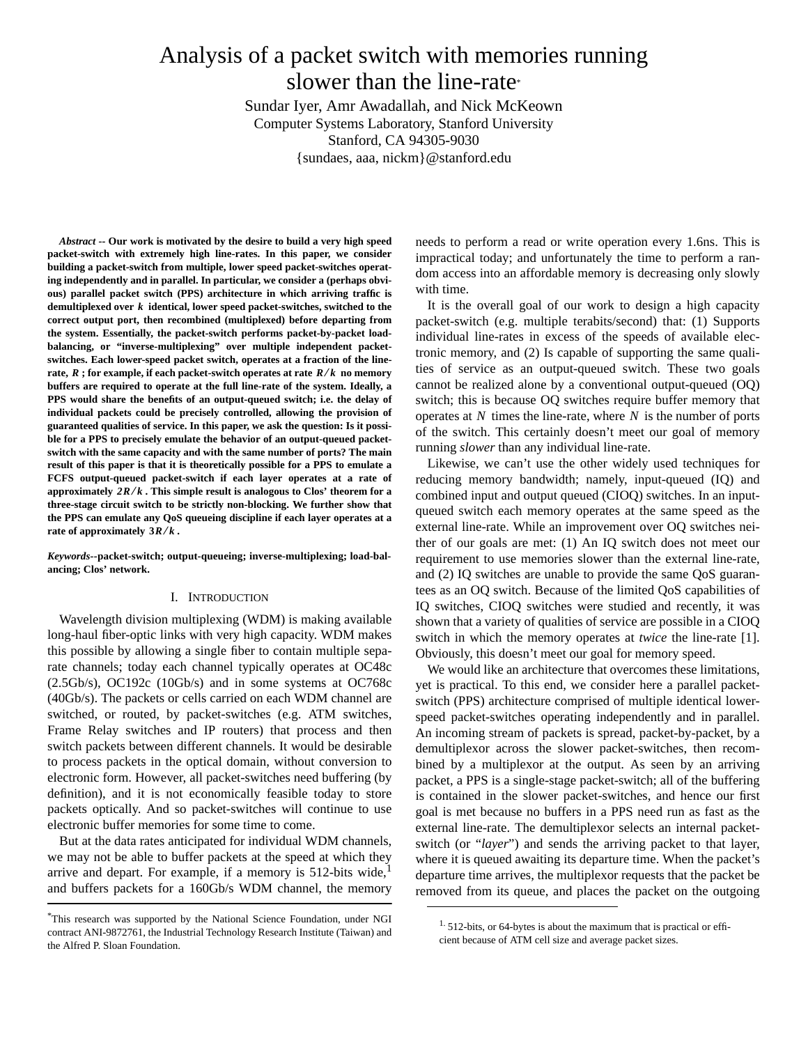# Analysis of a packet switch with memories running slower than the line-rate*

Sundar Iyer, Amr Awadallah, and Nick McKeown
Computer Systems Laboratory, Stanford University
Stanford, CA 94305-9030
{sundaes, aaa, nickm}@stanford.edu

***Abstract*** **-- Our work is motivated by the desire to build a very high speed packet-switch with extremely high line-rates. In this paper, we consider building a packet-switch from multiple, lower speed packet-switches operating independently and in parallel. In particular, we consider a (perhaps obvious) parallel packet switch (PPS) architecture in which arriving traffic is demultiplexed over $k$ identical, lower speed packet-switches, switched to the correct output port, then recombined (multiplexed) before departing from the system. Essentially, the packet-switch performs packet-by-packet load-balancing, or "inverse-multiplexing" over multiple independent packet-switches. Each lower-speed packet switch, operates at a fraction of the line-rate, $R$ ; for example, if each packet-switch operates at rate $R/k$ no memory buffers are required to operate at the full line-rate of the system. Ideally, a PPS would share the benefits of an output-queued switch; i.e. the delay of individual packets could be precisely controlled, allowing the provision of guaranteed qualities of service. In this paper, we ask the question: Is it possible for a PPS to precisely emulate the behavior of an output-queued packet-switch with the same capacity and with the same number of ports? The main result of this paper is that it is theoretically possible for a PPS to emulate a FCFS output-queued packet-switch if each layer operates at a rate of approximately $2R/k$ . This simple result is analogous to Clos' theorem for a three-stage circuit switch to be strictly non-blocking. We further show that the PPS can emulate any QoS queueing discipline if each layer operates at a rate of approximately $3R/k$ .**

***Keywords*--packet-switch; output-queueing; inverse-multiplexing; load-balancing; Clos' network.**

## I. Introduction

Wavelength division multiplexing (WDM) is making available long-haul fiber-optic links with very high capacity. WDM makes this possible by allowing a single fiber to contain multiple separate channels; today each channel typically operates at OC48c (2.5Gb/s), OC192c (10Gb/s) and in some systems at OC768c (40Gb/s). The packets or cells carried on each WDM channel are switched, or routed, by packet-switches (e.g. ATM switches, Frame Relay switches and IP routers) that process and then switch packets between different channels. It would be desirable to process packets in the optical domain, without conversion to electronic form. However, all packet-switches need buffering (by definition), and it is not economically feasible today to store packets optically. And so packet-switches will continue to use electronic buffer memories for some time to come.

But at the data rates anticipated for individual WDM channels, we may not be able to buffer packets at the speed at which they arrive and depart. For example, if a memory is 512-bits wide,[1] and buffers packets for a 160Gb/s WDM channel, the memory needs to perform a read or write operation every 1.6ns. This is impractical today; and unfortunately the time to perform a random access into an affordable memory is decreasing only slowly with time.

It is the overall goal of our work to design a high capacity packet-switch (e.g. multiple terabits/second) that: (1) Supports individual line-rates in excess of the speeds of available electronic memory, and (2) Is capable of supporting the same qualities of service as an output-queued switch. These two goals cannot be realized alone by a conventional output-queued (OQ) switch; this is because OQ switches require buffer memory that operates at $N$ times the line-rate, where $N$ is the number of ports of the switch. This certainly doesn't meet our goal of memory running *slower* than any individual line-rate.

Likewise, we can't use the other widely used techniques for reducing memory bandwidth; namely, input-queued (IQ) and combined input and output queued (CIOQ) switches. In an input-queued switch each memory operates at the same speed as the external line-rate. While an improvement over OQ switches neither of our goals are met: (1) An IQ switch does not meet our requirement to use memories slower than the external line-rate, and (2) IQ switches are unable to provide the same QoS guarantees as an OQ switch. Because of the limited QoS capabilities of IQ switches, CIOQ switches were studied and recently, it was shown that a variety of qualities of service are possible in a CIOQ switch in which the memory operates at *twice* the line-rate [1]. Obviously, this doesn't meet our goal for memory speed.

We would like an architecture that overcomes these limitations, yet is practical. To this end, we consider here a parallel packet-switch (PPS) architecture comprised of multiple identical lower-speed packet-switches operating independently and in parallel. An incoming stream of packets is spread, packet-by-packet, by a demultiplexor across the slower packet-switches, then recombined by a multiplexor at the output. As seen by an arriving packet, a PPS is a single-stage packet-switch; all of the buffering is contained in the slower packet-switches, and hence our first goal is met because no buffers in a PPS need run as fast as the external line-rate. The demultiplexor selects an internal packet-switch (or "*layer*") and sends the arriving packet to that layer, where it is queued awaiting its departure time. When the packet's departure time arrives, the multiplexor requests that the packet be removed from its queue, and places the packet on the outgoing

*This research was supported by the National Science Foundation, under NGI contract ANI-9872761, the Industrial Technology Research Institute (Taiwan) and the Alfred P. Sloan Foundation.

[1] 512-bits, or 64-bytes is about the maximum that is practical or efficient because of ATM cell size and average packet sizes.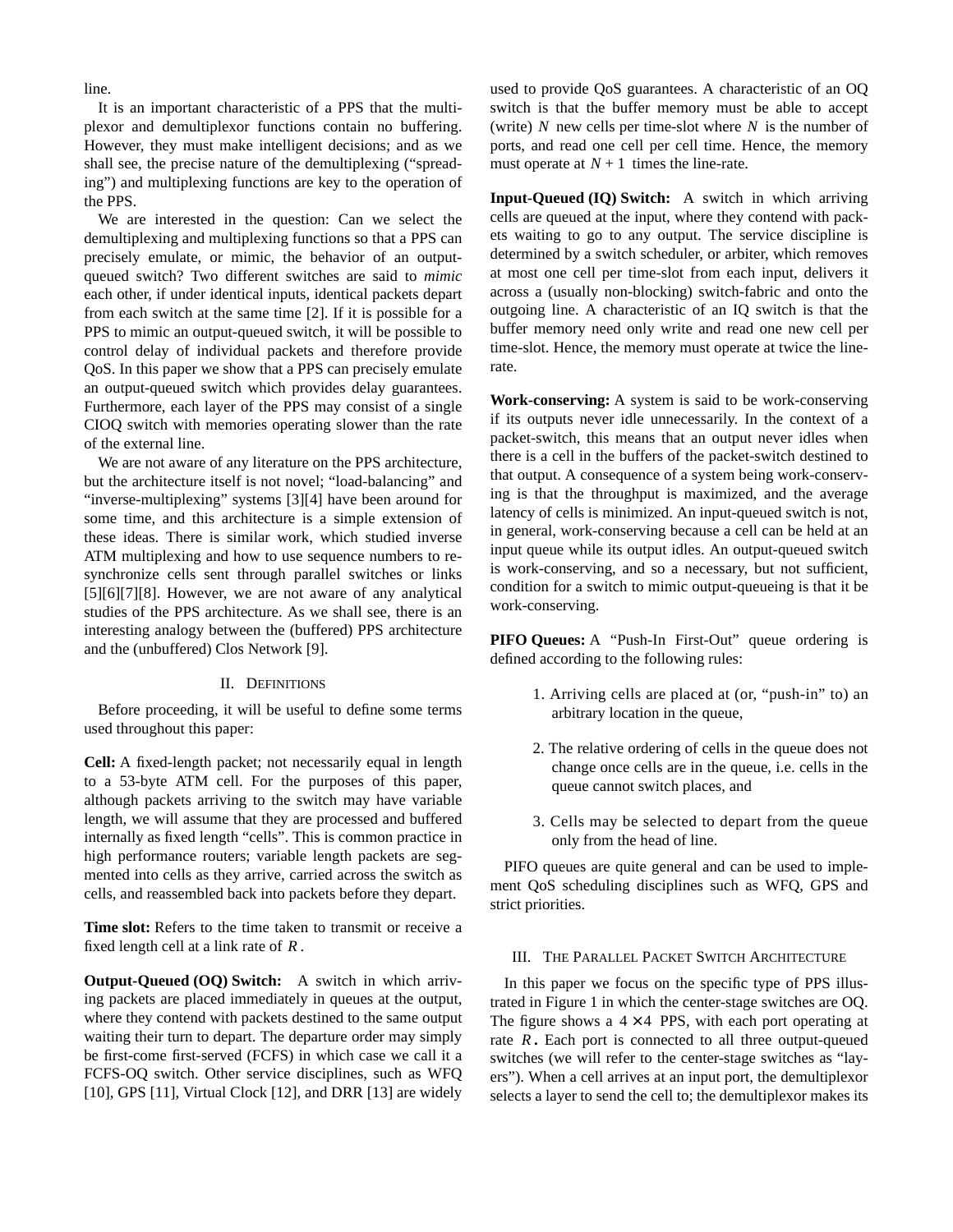line.

It is an important characteristic of a PPS that the multiplexor and demultiplexor functions contain no buffering. However, they must make intelligent decisions; and as we shall see, the precise nature of the demultiplexing ("spreading") and multiplexing functions are key to the operation of the PPS.

We are interested in the question: Can we select the demultiplexing and multiplexing functions so that a PPS can precisely emulate, or mimic, the behavior of an output-queued switch? Two different switches are said to *mimic* each other, if under identical inputs, identical packets depart from each switch at the same time [2]. If it is possible for a PPS to mimic an output-queued switch, it will be possible to control delay of individual packets and therefore provide QoS. In this paper we show that a PPS can precisely emulate an output-queued switch which provides delay guarantees. Furthermore, each layer of the PPS may consist of a single CIOQ switch with memories operating slower than the rate of the external line.

We are not aware of any literature on the PPS architecture, but the architecture itself is not novel; "load-balancing" and "inverse-multiplexing" systems [3][4] have been around for some time, and this architecture is a simple extension of these ideas. There is similar work, which studied inverse ATM multiplexing and how to use sequence numbers to re-synchronize cells sent through parallel switches or links [5][6][7][8]. However, we are not aware of any analytical studies of the PPS architecture. As we shall see, there is an interesting analogy between the (buffered) PPS architecture and the (unbuffered) Clos Network [9].

## II. Definitions

Before proceeding, it will be useful to define some terms used throughout this paper:

**Cell:** A fixed-length packet; not necessarily equal in length to a 53-byte ATM cell. For the purposes of this paper, although packets arriving to the switch may have variable length, we will assume that they are processed and buffered internally as fixed length "cells". This is common practice in high performance routers; variable length packets are segmented into cells as they arrive, carried across the switch as cells, and reassembled back into packets before they depart.

**Time slot:** Refers to the time taken to transmit or receive a fixed length cell at a link rate of $R$.

**Output-Queued (OQ) Switch:** A switch in which arriving packets are placed immediately in queues at the output, where they contend with packets destined to the same output waiting their turn to depart. The departure order may simply be first-come first-served (FCFS) in which case we call it a FCFS-OQ switch. Other service disciplines, such as WFQ [10], GPS [11], Virtual Clock [12], and DRR [13] are widely used to provide QoS guarantees. A characteristic of an OQ switch is that the buffer memory must be able to accept (write) $N$ new cells per time-slot where $N$ is the number of ports, and read one cell per cell time. Hence, the memory must operate at $N + 1$ times the line-rate.

**Input-Queued (IQ) Switch:** A switch in which arriving cells are queued at the input, where they contend with packets waiting to go to any output. The service discipline is determined by a switch scheduler, or arbiter, which removes at most one cell per time-slot from each input, delivers it across a (usually non-blocking) switch-fabric and onto the outgoing line. A characteristic of an IQ switch is that the buffer memory need only write and read one new cell per time-slot. Hence, the memory must operate at twice the line-rate.

**Work-conserving:** A system is said to be work-conserving if its outputs never idle unnecessarily. In the context of a packet-switch, this means that an output never idles when there is a cell in the buffers of the packet-switch destined to that output. A consequence of a system being work-conserving is that the throughput is maximized, and the average latency of cells is minimized. An input-queued switch is not, in general, work-conserving because a cell can be held at an input queue while its output idles. An output-queued switch is work-conserving, and so a necessary, but not sufficient, condition for a switch to mimic output-queueing is that it be work-conserving.

**PIFO Queues:** A "Push-In First-Out" queue ordering is defined according to the following rules:

1. Arriving cells are placed at (or, "push-in" to) an arbitrary location in the queue,
2. The relative ordering of cells in the queue does not change once cells are in the queue, i.e. cells in the queue cannot switch places, and
3. Cells may be selected to depart from the queue only from the head of line.

PIFO queues are quite general and can be used to implement QoS scheduling disciplines such as WFQ, GPS and strict priorities.

## III. The Parallel Packet Switch Architecture

In this paper we focus on the specific type of PPS illustrated in Figure 1 in which the center-stage switches are OQ. The figure shows a $4 \times 4$ PPS, with each port operating at rate $R$. Each port is connected to all three output-queued switches (we will refer to the center-stage switches as "layers"). When a cell arrives at an input port, the demultiplexor selects a layer to send the cell to; the demultiplexor makes its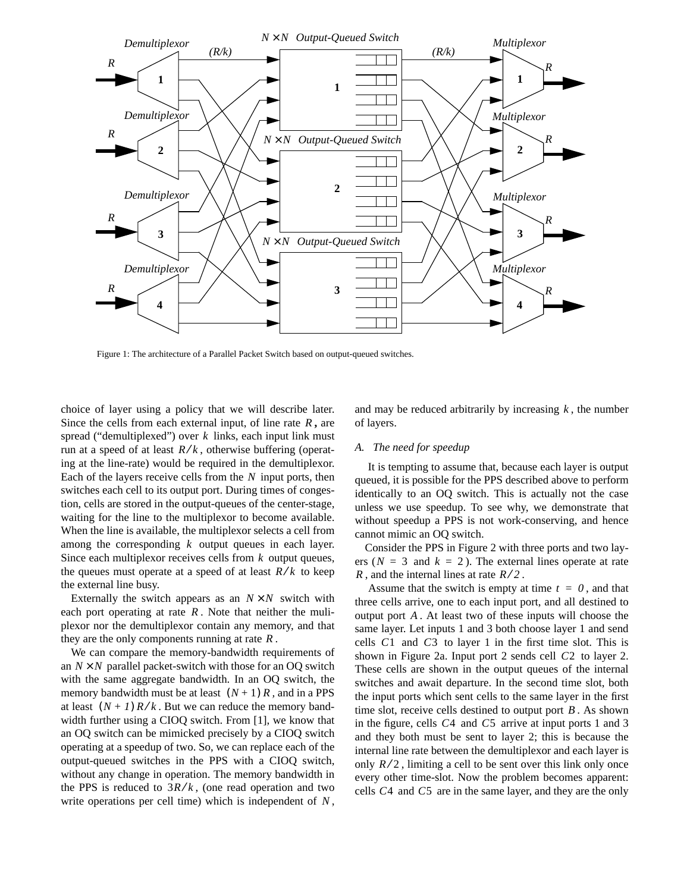Figure 1: The architecture of a Parallel Packet Switch based on output-queued switches.

choice of layer using a policy that we will describe later. Since the cells from each external input, of line rate $R$, are spread ("demultiplexed") over $k$ links, each input link must run at a speed of at least $R/k$, otherwise buffering (operating at the line-rate) would be required in the demultiplexor. Each of the layers receive cells from the $N$ input ports, then switches each cell to its output port. During times of congestion, cells are stored in the output-queues of the center-stage, waiting for the line to the multiplexor to become available. When the line is available, the multiplexor selects a cell from among the corresponding $k$ output queues in each layer. Since each multiplexor receives cells from $k$ output queues, the queues must operate at a speed of at least $R/k$ to keep the external line busy.

Externally the switch appears as an $N \times N$ switch with each port operating at rate $R$. Note that neither the muliplexor nor the demultiplexor contain any memory, and that they are the only components running at rate $R$.

We can compare the memory-bandwidth requirements of an $N \times N$ parallel packet-switch with those for an OQ switch with the same aggregate bandwidth. In an OQ switch, the memory bandwidth must be at least $(N+1)R$, and in a PPS at least $(N+1)R/k$. But we can reduce the memory bandwidth further using a CIOQ switch. From [1], we know that an OQ switch can be mimicked precisely by a CIOQ switch operating at a speedup of two. So, we can replace each of the output-queued switches in the PPS with a CIOQ switch, without any change in operation. The memory bandwidth in the PPS is reduced to $3R/k$, (one read operation and two write operations per cell time) which is independent of $N$, and may be reduced arbitrarily by increasing $k$, the number of layers.

### *A. The need for speedup*

It is tempting to assume that, because each layer is output queued, it is possible for the PPS described above to perform identically to an OQ switch. This is actually not the case unless we use speedup. To see why, we demonstrate that without speedup a PPS is not work-conserving, and hence cannot mimic an OQ switch.

Consider the PPS in Figure 2 with three ports and two layers ($N = 3$ and $k = 2$). The external lines operate at rate $R$, and the internal lines at rate $R/2$.

Assume that the switch is empty at time $t = 0$, and that three cells arrive, one to each input port, and all destined to output port $A$. At least two of these inputs will choose the same layer. Let inputs 1 and 3 both choose layer 1 and send cells $C1$ and $C3$ to layer 1 in the first time slot. This is shown in Figure 2a. Input port 2 sends cell $C2$ to layer 2. These cells are shown in the output queues of the internal switches and await departure. In the second time slot, both the input ports which sent cells to the same layer in the first time slot, receive cells destined to output port $B$. As shown in the figure, cells $C4$ and $C5$ arrive at input ports 1 and 3 and they both must be sent to layer 2; this is because the internal line rate between the demultiplexor and each layer is only $R/2$, limiting a cell to be sent over this link only once every other time-slot. Now the problem becomes apparent: cells $C4$ and $C5$ are in the same layer, and they are the only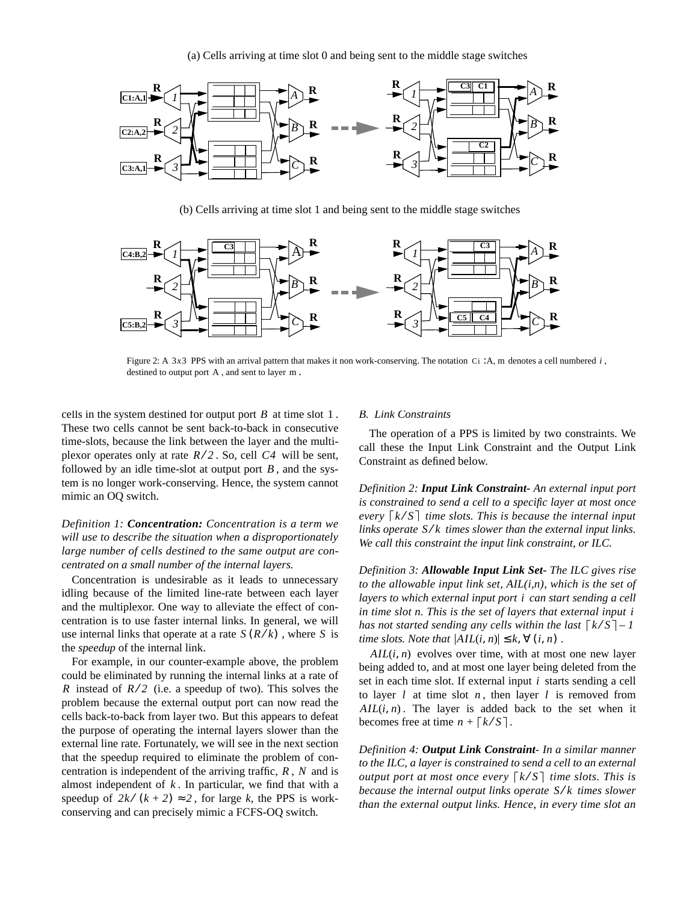(a) Cells arriving at time slot 0 and being sent to the middle stage switches

(b) Cells arriving at time slot 1 and being sent to the middle stage switches

Figure 2: A $3x3$ PPS with an arrival pattern that makes it non work-conserving. The notation Ci :A, m denotes a cell numbered $i$, destined to output port A, and sent to layer m.

cells in the system destined for output port $B$ at time slot $1$. These two cells cannot be sent back-to-back in consecutive time-slots, because the link between the layer and the multiplexor operates only at rate $R/2$. So, cell $C4$ will be sent, followed by an idle time-slot at output port $B$, and the system is no longer work-conserving. Hence, the system cannot mimic an OQ switch.

*Definition 1:* ***Concentration:*** *Concentration is a term we will use to describe the situation when a disproportionately large number of cells destined to the same output are concentrated on a small number of the internal layers.*

Concentration is undesirable as it leads to unnecessary idling because of the limited line-rate between each layer and the multiplexor. One way to alleviate the effect of concentration is to use faster internal links. In general, we will use internal links that operate at a rate $S(R/k)$, where $S$ is the *speedup* of the internal link.

For example, in our counter-example above, the problem could be eliminated by running the internal links at a rate of $R$ instead of $R/2$ (i.e. a speedup of two). This solves the problem because the external output port can now read the cells back-to-back from layer two. But this appears to defeat the purpose of operating the internal layers slower than the external line rate. Fortunately, we will see in the next section that the speedup required to eliminate the problem of concentration is independent of the arriving traffic, $R$, $N$ and is almost independent of $k$. In particular, we find that with a speedup of $2k/(k+2) \approx 2$, for large k, the PPS is work-conserving and can precisely mimic a FCFS-OQ switch.

### B. Link Constraints

The operation of a PPS is limited by two constraints. We call these the Input Link Constraint and the Output Link Constraint as defined below.

*Definition 2:* ***Input Link Constraint-*** *An external input port is constrained to send a cell to a specific layer at most once every $\lceil k/S \rceil$ time slots. This is because the internal input links operate $S/k$ times slower than the external input links. We call this constraint the input link constraint, or ILC.*

*Definition 3:* ***Allowable Input Link Set-*** *The ILC gives rise to the allowable input link set, AIL(i,n), which is the set of layers to which external input port $i$ can start sending a cell in time slot n. This is the set of layers that external input $i$ has not started sending any cells within the last $\lceil k/S \rceil - 1$ time slots. Note that $|AIL(i,n)| \le k, \forall (i,n)$.*

$AIL(i,n)$ evolves over time, with at most one new layer being added to, and at most one layer being deleted from the set in each time slot. If external input $i$ starts sending a cell to layer $l$ at time slot $n$, then layer $l$ is removed from $AIL(i,n)$. The layer is added back to the set when it becomes free at time $n + \lceil k/S \rceil$.

*Definition 4:* ***Output Link Constraint-*** *In a similar manner to the ILC, a layer is constrained to send a cell to an external output port at most once every $\lceil k/S \rceil$ time slots. This is because the internal output links operate $S/k$ times slower than the external output links. Hence, in every time slot an*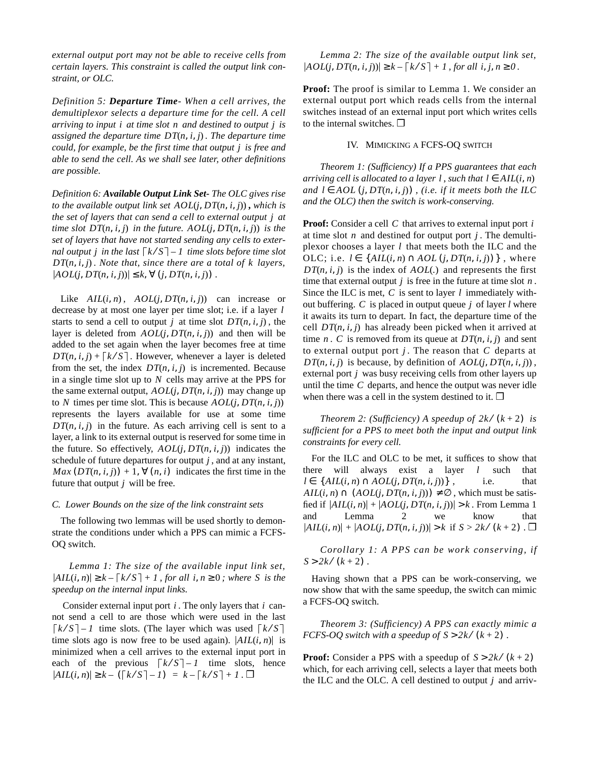*external output port may not be able to receive cells from certain layers. This constraint is called the output link constraint, or OLC.*

*Definition 5:* ***Departure Time****- When a cell arrives, the demultiplexor selects a departure time for the cell. A cell arriving to input $i$ at time slot $n$ and destined to output $j$ is assigned the departure time $DT(n, i, j)$. The departure time could, for example, be the first time that output $j$ is free and able to send the cell. As we shall see later, other definitions are possible.*

*Definition 6:* ***Available Output Link Set****- The OLC gives rise to the available output link set $AOL(j, DT(n, i, j))$, which is the set of layers that can send a cell to external output $j$ at time slot $DT(n, i, j)$ in the future. $AOL(j, DT(n, i, j))$ is the set of layers that have not started sending any cells to external output $j$ in the last $\lceil k/S \rceil - 1$ time slots before time slot $DT(n, i, j)$. Note that, since there are a total of $k$ layers, $|AOL(j, DT(n, i, j))| \le k, \forall (j, DT(n, i, j))$.*

Like $AIL(i, n)$, $AOL(j, DT(n, i, j))$ can increase or decrease by at most one layer per time slot; i.e. if a layer $l$ starts to send a cell to output $j$ at time slot $DT(n, i, j)$, the layer is deleted from $AOL(j, DT(n, i, j))$ and then will be added to the set again when the layer becomes free at time $DT(n, i, j) + \lceil k/S \rceil$. However, whenever a layer is deleted from the set, the index $DT(n, i, j)$ is incremented. Because in a single time slot up to $N$ cells may arrive at the PPS for the same external output, $AOL(j, DT(n, i, j))$ may change up to $N$ times per time slot. This is because $AOL(j, DT(n, i, j))$ represents the layers available for use at some time $DT(n, i, j)$ in the future. As each arriving cell is sent to a layer, a link to its external output is reserved for some time in the future. So effectively, $AOL(j, DT(n, i, j))$ indicates the schedule of future departures for output $j$, and at any instant, $Max(DT(n, i, j)) + 1, \forall (n, i)$ indicates the first time in the future that output $j$ will be free.

### C. Lower Bounds on the size of the link constraint sets

The following two lemmas will be used shortly to demonstrate the conditions under which a PPS can mimic a FCFS-OQ switch.

*Lemma 1: The size of the available input link set, $|AIL(i, n)| \ge k - \lceil k/S \rceil + 1$, for all $i, n \ge 0$; where $S$ is the speedup on the internal input links.*

Consider external input port $i$. The only layers that $i$ cannot send a cell to are those which were used in the last $\lceil k/S \rceil - 1$ time slots. (The layer which was used $\lceil k/S \rceil$ time slots ago is now free to be used again). $|AIL(i, n)|$ is minimized when a cell arrives to the external input port in each of the previous $\lceil k/S \rceil - 1$ time slots, hence $|AIL(i, n)| \ge k - (\lceil k/S \rceil - 1) = k - \lceil k/S \rceil + 1$. ❒

*Lemma 2: The size of the available output link set, $|AOL(j, DT(n, i, j))| \ge k - \lceil k/S \rceil + 1$, for all $i, j, n \ge 0$.*

**Proof:** The proof is similar to Lemma 1. We consider an external output port which reads cells from the internal switches instead of an external input port which writes cells to the internal switches. ❒

## IV. Mimicking a FCFS-OQ switch

*Theorem 1: (Sufficiency) If a PPS guarantees that each arriving cell is allocated to a layer $l$, such that $l \in AIL(i, n)$ and $l \in AOL(j, DT(n, i, j))$, (i.e. if it meets both the ILC and the OLC) then the switch is work-conserving.*

**Proof:** Consider a cell $C$ that arrives to external input port $i$ at time slot $n$ and destined for output port $j$. The demultiplexor chooses a layer $l$ that meets both the ILC and the OLC; i.e. $l \in \{AIL(i, n) \cap AOL(j, DT(n, i, j))\}$, where $DT(n, i, j)$ is the index of $AOL(.)$ and represents the first time that external output $j$ is free in the future at time slot $n$. Since the ILC is met, $C$ is sent to layer $l$ immediately without buffering. $C$ is placed in output queue $j$ of layer $l$ where it awaits its turn to depart. In fact, the departure time of the cell $DT(n, i, j)$ has already been picked when it arrived at time $n$. $C$ is removed from its queue at $DT(n, i, j)$ and sent to external output port $j$. The reason that $C$ departs at $DT(n, i, j)$ is because, by definition of $AOL(j, DT(n, i, j))$, external port $j$ was busy receiving cells from other layers up until the time $C$ departs, and hence the output was never idle when there was a cell in the system destined to it. ❒

*Theorem 2: (Sufficiency) A speedup of $2k/(k+2)$ is sufficient for a PPS to meet both the input and output link constraints for every cell.*

For the ILC and OLC to be met, it suffices to show that there will always exist a layer $l$ such that $l \in \{AIL(i, n) \cap AOL(j, DT(n, i, j))\}$, i.e. that $AIL(i, n) \cap (AOL(j, DT(n, i, j))) \ne \emptyset$, which must be satisfied if $|AIL(i, n)| + |AOL(j, DT(n, i, j))| > k$. From Lemma 1 and Lemma 2 we know that $|AIL(i, n)| + |AOL(j, DT(n, i, j))| > k$ if $S > 2k/(k+2)$. ❒

*Corollary 1: A PPS can be work conserving, if $S > 2k/(k+2)$.*

Having shown that a PPS can be work-conserving, we now show that with the same speedup, the switch can mimic a FCFS-OQ switch.

*Theorem 3: (Sufficiency) A PPS can exactly mimic a FCFS-OQ switch with a speedup of $S > 2k/(k+2)$.*

**Proof:** Consider a PPS with a speedup of $S > 2k/(k+2)$ which, for each arriving cell, selects a layer that meets both the ILC and the OLC. A cell destined to output $j$ and arriv-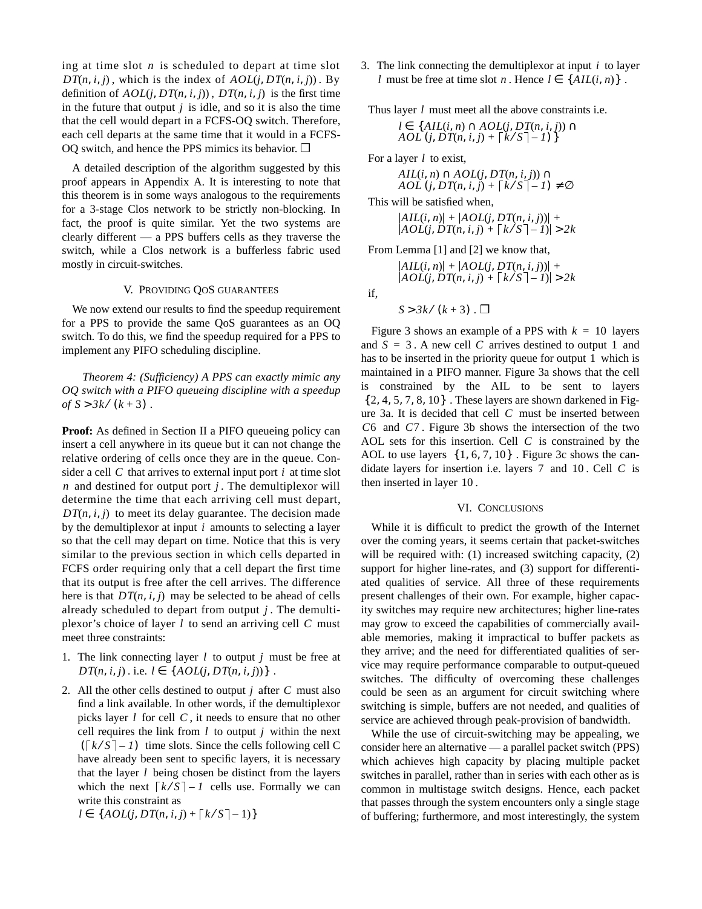ing at time slot $n$ is scheduled to depart at time slot $DT(n, i, j)$, which is the index of $AOL(j, DT(n, i, j))$. By definition of $AOL(j, DT(n, i, j))$, $DT(n, i, j)$ is the first time in the future that output $j$ is idle, and so it is also the time that the cell would depart in a FCFS-OQ switch. Therefore, each cell departs at the same time that it would in a FCFS-OQ switch, and hence the PPS mimics its behavior. ❒

A detailed description of the algorithm suggested by this proof appears in Appendix A. It is interesting to note that this theorem is in some ways analogous to the requirements for a 3-stage Clos network to be strictly non-blocking. In fact, the proof is quite similar. Yet the two systems are clearly different — a PPS buffers cells as they traverse the switch, while a Clos network is a bufferless fabric used mostly in circuit-switches.

## V. Providing QoS guarantees

We now extend our results to find the speedup requirement for a PPS to provide the same QoS guarantees as an OQ switch. To do this, we find the speedup required for a PPS to implement any PIFO scheduling discipline.

*Theorem 4: (Sufficiency) A PPS can exactly mimic any OQ switch with a PIFO queueing discipline with a speedup of* $S > 3k/(k+3)$.

**Proof:** As defined in Section II a PIFO queueing policy can insert a cell anywhere in its queue but it can not change the relative ordering of cells once they are in the queue. Consider a cell $C$ that arrives to external input port $i$ at time slot $n$ and destined for output port $j$. The demultiplexor will determine the time that each arriving cell must depart, $DT(n, i, j)$ to meet its delay guarantee. The decision made by the demultiplexor at input $i$ amounts to selecting a layer so that the cell may depart on time. Notice that this is very similar to the previous section in which cells departed in FCFS order requiring only that a cell depart the first time that its output is free after the cell arrives. The difference here is that $DT(n, i, j)$ may be selected to be ahead of cells already scheduled to depart from output $j$. The demultiplexor's choice of layer $l$ to send an arriving cell $C$ must meet three constraints:

1. The link connecting layer $l$ to output $j$ must be free at $DT(n, i, j)$. i.e. $l \in \{AOL(j, DT(n, i, j))\}$.
2. All the other cells destined to output $j$ after $C$ must also find a link available. In other words, if the demultiplexor picks layer $l$ for cell $C$, it needs to ensure that no other cell requires the link from $l$ to output $j$ within the next $(\lceil k/S \rceil - 1)$ time slots. Since the cells following cell C have already been sent to specific layers, it is necessary that the layer $l$ being chosen be distinct from the layers which the next $\lceil k/S \rceil - 1$ cells use. Formally we can write this constraint as $l \in \{AOL(j, DT(n, i, j) + \lceil k/S \rceil - 1)\}$
3. The link connecting the demultiplexor at input $i$ to layer $l$ must be free at time slot $n$. Hence $l \in \{AIL(i, n)\}$.

Thus layer $l$ must meet all the above constraints i.e.

$$l \in \{AIL(i, n) \cap AOL(j, DT(n, i, j)) \cap AOL(j, DT(n, i, j) + \lceil k/S \rceil - 1)\}$$

For a layer $l$ to exist,

$$AIL(i, n) \cap AOL(j, DT(n, i, j)) \cap AOL(j, DT(n, i, j) + \lceil k/S \rceil - 1) \neq \emptyset$$

This will be satisfied when,

$$|AIL(i, n)| + |AOL(j, DT(n, i, j))| + |AOL(j, DT(n, i, j) + \lceil k/S \rceil - 1)| > 2k$$

From Lemma [1] and [2] we know that,

$$|AIL(i, n)| + |AOL(j, DT(n, i, j))| + |AOL(j, DT(n, i, j) + \lceil k/S \rceil - 1)| > 2k$$

if,

$$S > 3k/(k+3). \ ❒$$

Figure 3 shows an example of a PPS with $k = 10$ layers and $S = 3$. A new cell $C$ arrives destined to output 1 and has to be inserted in the priority queue for output 1 which is maintained in a PIFO manner. Figure 3a shows that the cell is constrained by the AIL to be sent to layers $\{2, 4, 5, 7, 8, 10\}$. These layers are shown darkened in Figure 3a. It is decided that cell $C$ must be inserted between $C6$ and $C7$. Figure 3b shows the intersection of the two AOL sets for this insertion. Cell $C$ is constrained by the AOL to use layers $\{1, 6, 7, 10\}$. Figure 3c shows the candidate layers for insertion i.e. layers 7 and 10. Cell $C$ is then inserted in layer 10.

## VI. Conclusions

While it is difficult to predict the growth of the Internet over the coming years, it seems certain that packet-switches will be required with: (1) increased switching capacity, (2) support for higher line-rates, and (3) support for differentiated qualities of service. All three of these requirements present challenges of their own. For example, higher capacity switches may require new architectures; higher line-rates may grow to exceed the capabilities of commercially available memories, making it impractical to buffer packets as they arrive; and the need for differentiated qualities of service may require performance comparable to output-queued switches. The difficulty of overcoming these challenges could be seen as an argument for circuit switching where switching is simple, buffers are not needed, and qualities of service are achieved through peak-provision of bandwidth.

While the use of circuit-switching may be appealing, we consider here an alternative — a parallel packet switch (PPS) which achieves high capacity by placing multiple packet switches in parallel, rather than in series with each other as is common in multistage switch designs. Hence, each packet that passes through the system encounters only a single stage of buffering; furthermore, and most interestingly, the system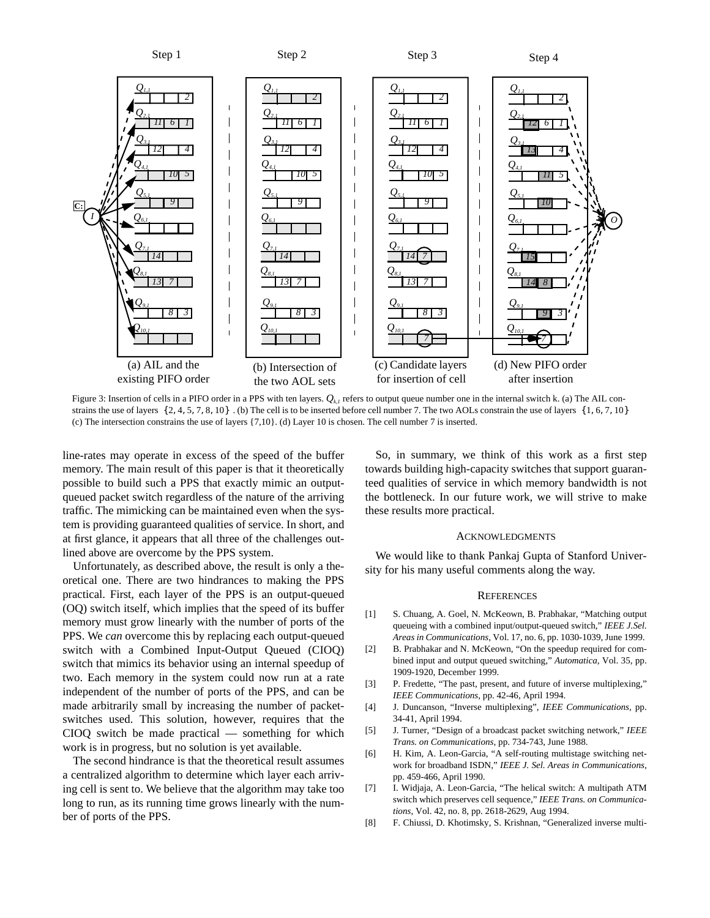Figure 3: Insertion of cells in a PIFO order in a PPS with ten layers. $Q_{k,1}$ refers to output queue number one in the internal switch k. (a) The AIL constrains the use of layers $\{2, 4, 5, 7, 8, 10\}$. (b) The cell is to be inserted before cell number 7. The two AOLs constrain the use of layers $\{1, 6, 7, 10\}$ (c) The intersection constrains the use of layers {7,10}. (d) Layer 10 is chosen. The cell number 7 is inserted.

line-rates may operate in excess of the speed of the buffer memory. The main result of this paper is that it theoretically possible to build such a PPS that exactly mimic an output-queued packet switch regardless of the nature of the arriving traffic. The mimicking can be maintained even when the system is providing guaranteed qualities of service. In short, and at first glance, it appears that all three of the challenges outlined above are overcome by the PPS system.

Unfortunately, as described above, the result is only a theoretical one. There are two hindrances to making the PPS practical. First, each layer of the PPS is an output-queued (OQ) switch itself, which implies that the speed of its buffer memory must grow linearly with the number of ports of the PPS. We *can* overcome this by replacing each output-queued switch with a Combined Input-Output Queued (CIOQ) switch that mimics its behavior using an internal speedup of two. Each memory in the system could now run at a rate independent of the number of ports of the PPS, and can be made arbitrarily small by increasing the number of packet-switches used. This solution, however, requires that the CIOQ switch be made practical — something for which work is in progress, but no solution is yet available.

The second hindrance is that the theoretical result assumes a centralized algorithm to determine which layer each arriving cell is sent to. We believe that the algorithm may take too long to run, as its running time grows linearly with the number of ports of the PPS.

So, in summary, we think of this work as a first step towards building high-capacity switches that support guaranteed qualities of service in which memory bandwidth is not the bottleneck. In our future work, we will strive to make these results more practical.

## Acknowledgments

We would like to thank Pankaj Gupta of Stanford University for his many useful comments along the way.

## References

[1] S. Chuang, A. Goel, N. McKeown, B. Prabhakar, "Matching output queueing with a combined input/output-queued switch," *IEEE J.Sel. Areas in Communications*, Vol. 17, no. 6, pp. 1030-1039, June 1999.

[2] B. Prabhakar and N. McKeown, "On the speedup required for combined input and output queued switching," *Automatica*, Vol. 35, pp. 1909-1920, December 1999.

[3] P. Fredette, "The past, present, and future of inverse multiplexing," *IEEE Communications*, pp. 42-46, April 1994.

[4] J. Duncanson, "Inverse multiplexing", *IEEE Communications*, pp. 34-41, April 1994.

[5] J. Turner, "Design of a broadcast packet switching network," *IEEE Trans. on Communications*, pp. 734-743, June 1988.

[6] H. Kim, A. Leon-Garcia, "A self-routing multistage switching network for broadband ISDN," *IEEE J. Sel. Areas in Communications*, pp. 459-466, April 1990.

[7] I. Widjaja, A. Leon-Garcia, "The helical switch: A multipath ATM switch which preserves cell sequence," *IEEE Trans. on Communications*, Vol. 42, no. 8, pp. 2618-2629, Aug 1994.

[8] F. Chiussi, D. Khotimsky, S. Krishnan, "Generalized inverse multi-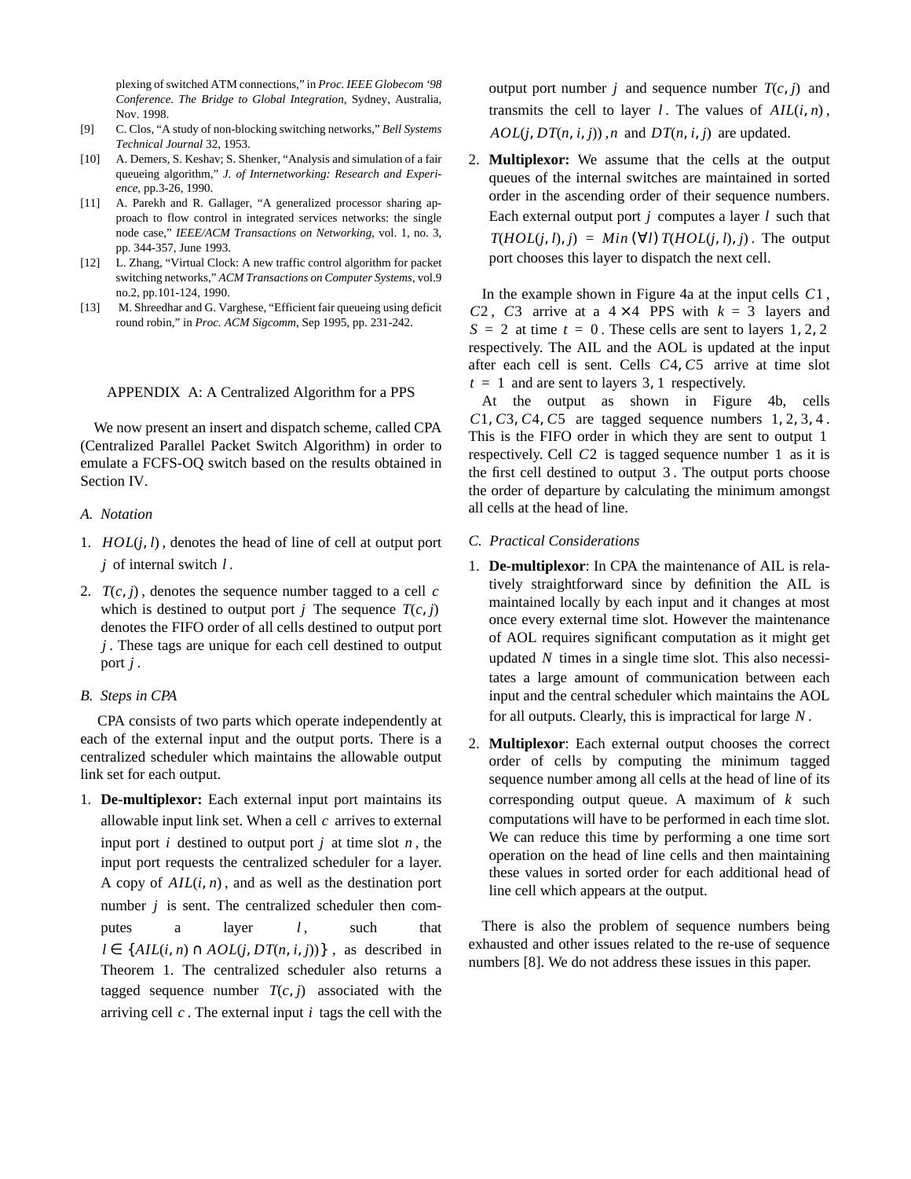plexing of switched ATM connections," in *Proc. IEEE Globecom '98 Conference. The Bridge to Global Integration,* Sydney, Australia, Nov. 1998.

[9] C. Clos, "A study of non-blocking switching networks," *Bell Systems Technical Journal* 32, 1953.

[10] A. Demers, S. Keshav; S. Shenker, "Analysis and simulation of a fair queueing algorithm," *J. of Internetworking: Research and Experience*, pp.3-26, 1990.

[11] A. Parekh and R. Gallager, "A generalized processor sharing approach to flow control in integrated services networks: the single node case," *IEEE/ACM Transactions on Networking*, vol. 1, no. 3, pp. 344-357, June 1993.

[12] L. Zhang, "Virtual Clock: A new traffic control algorithm for packet switching networks," *ACM Transactions on Computer Systems*, vol.9 no.2, pp.101-124, 1990.

[13] M. Shreedhar and G. Varghese, "Efficient fair queueing using deficit round robin," in *Proc. ACM Sigcomm*, Sep 1995, pp. 231-242.

## APPENDIX A: A Centralized Algorithm for a PPS

We now present an insert and dispatch scheme, called CPA (Centralized Parallel Packet Switch Algorithm) in order to emulate a FCFS-OQ switch based on the results obtained in Section IV.

### A. Notation

1. $HOL(j, l)$, denotes the head of line of cell at output port $j$ of internal switch $l$.
2. $T(c, j)$, denotes the sequence number tagged to a cell $c$ which is destined to output port $j$ The sequence $T(c, j)$ denotes the FIFO order of all cells destined to output port $j$. These tags are unique for each cell destined to output port $j$.

### B. Steps in CPA

CPA consists of two parts which operate independently at each of the external input and the output ports. There is a centralized scheduler which maintains the allowable output link set for each output.

1. **De-multiplexor:** Each external input port maintains its allowable input link set. When a cell $c$ arrives to external input port $i$ destined to output port $j$ at time slot $n$, the input port requests the centralized scheduler for a layer. A copy of $AIL(i, n)$, and as well as the destination port number $j$ is sent. The centralized scheduler then computes a layer $l$, such that $l \in \{AIL(i, n) \cap AOL(j, DT(n, i, j))\}$, as described in Theorem 1. The centralized scheduler also returns a tagged sequence number $T(c, j)$ associated with the arriving cell $c$. The external input $i$ tags the cell with the output port number $j$ and sequence number $T(c, j)$ and transmits the cell to layer $l$. The values of $AIL(i, n)$, $AOL(j, DT(n, i, j))$, $n$ and $DT(n, i, j)$ are updated.
2. **Multiplexor:** We assume that the cells at the output queues of the internal switches are maintained in sorted order in the ascending order of their sequence numbers. Each external output port $j$ computes a layer $l$ such that $T(HOL(j, l), j) = Min\ (\forall l)\ T(HOL(j, l), j)$. The output port chooses this layer to dispatch the next cell.

In the example shown in Figure 4a at the input cells $C1$, $C2$, $C3$ arrive at a $4 \times 4$ PPS with $k = 3$ layers and $S = 2$ at time $t = 0$. These cells are sent to layers $1, 2, 2$ respectively. The AIL and the AOL is updated at the input after each cell is sent. Cells $C4, C5$ arrive at time slot $t = 1$ and are sent to layers $3, 1$ respectively.

At the output as shown in Figure 4b, cells $C1, C3, C4, C5$ are tagged sequence numbers $1, 2, 3, 4$. This is the FIFO order in which they are sent to output $1$ respectively. Cell $C2$ is tagged sequence number $1$ as it is the first cell destined to output $3$. The output ports choose the order of departure by calculating the minimum amongst all cells at the head of line.

### C. Practical Considerations

1. **De-multiplexor**: In CPA the maintenance of AIL is relatively straightforward since by definition the AIL is maintained locally by each input and it changes at most once every external time slot. However the maintenance of AOL requires significant computation as it might get updated $N$ times in a single time slot. This also necessitates a large amount of communication between each input and the central scheduler which maintains the AOL for all outputs. Clearly, this is impractical for large $N$.
2. **Multiplexor**: Each external output chooses the correct order of cells by computing the minimum tagged sequence number among all cells at the head of line of its corresponding output queue. A maximum of $k$ such computations will have to be performed in each time slot. We can reduce this time by performing a one time sort operation on the head of line cells and then maintaining these values in sorted order for each additional head of line cell which appears at the output.

There is also the problem of sequence numbers being exhausted and other issues related to the re-use of sequence numbers [8]. We do not address these issues in this paper.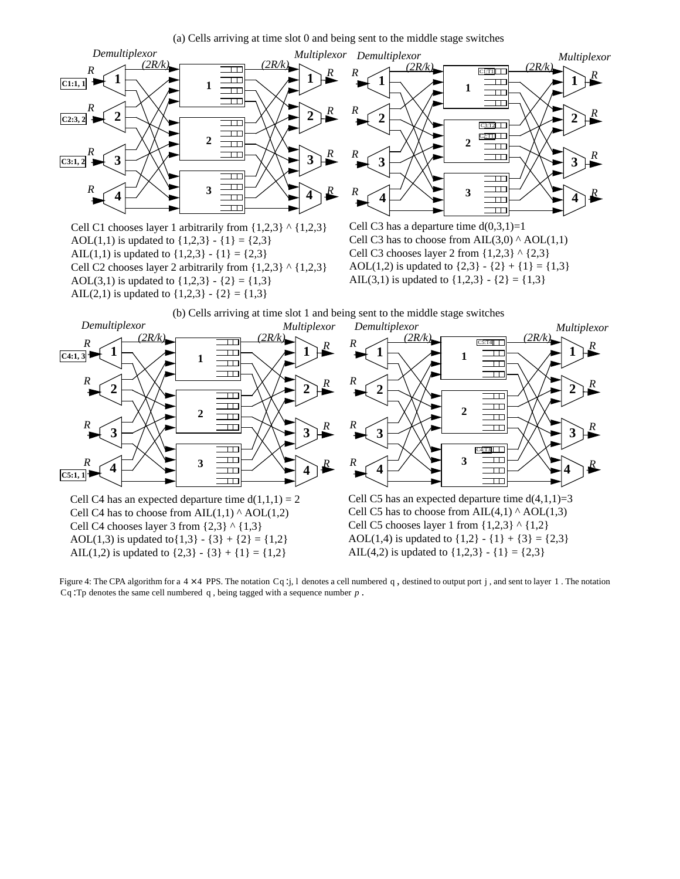(a) Cells arriving at time slot 0 and being sent to the middle stage switches

Cell C1 chooses layer 1 arbitrarily from {1,2,3} ^ {1,2,3}
AOL(1,1) is updated to {1,2,3} - {1} = {2,3}
AIL(1,1) is updated to {1,2,3} - {1} = {2,3}
Cell C2 chooses layer 2 arbitrarily from {1,2,3} ^ {1,2,3}
AOL(3,1) is updated to {1,2,3} - {2} = {1,3}
AIL(2,1) is updated to {1,2,3} - {2} = {1,3}

Cell C3 has a departure time d(0,3,1)=1
Cell C3 has to choose from AIL(3,0) ^ AOL(1,1)
Cell C3 chooses layer 2 from {1,2,3} ^ {2,3}
AOL(1,2) is updated to {2,3} - {2} + {1} = {1,3}
AIL(3,1) is updated to {1,2,3} - {2} = {1,3}

(b) Cells arriving at time slot 1 and being sent to the middle stage switches

Cell C4 has an expected departure time d(1,1,1) = 2
Cell C4 has to choose from AIL(1,1) ^ AOL(1,2)
Cell C4 chooses layer 3 from {2,3} ^ {1,3}
AOL(1,3) is updated to{1,3} - {3} + {2} = {1,2}
AIL(1,2) is updated to {2,3} - {3} + {1} = {1,2}

Cell C5 has an expected departure time d(4,1,1)=3
Cell C5 has to choose from AIL(4,1) ^ AOL(1,3)
Cell C5 chooses layer 1 from {1,2,3} ^ {1,2}
AOL(1,4) is updated to {1,2} - {1} + {3} = {2,3}
AIL(4,2) is updated to {1,2,3} - {1} = {2,3}

Figure 4: The CPA algorithm for a $4 \times 4$ PPS. The notation Cq :j, l denotes a cell numbered q, destined to output port j, and sent to layer l. The notation Cq :Tp denotes the same cell numbered q, being tagged with a sequence number p.